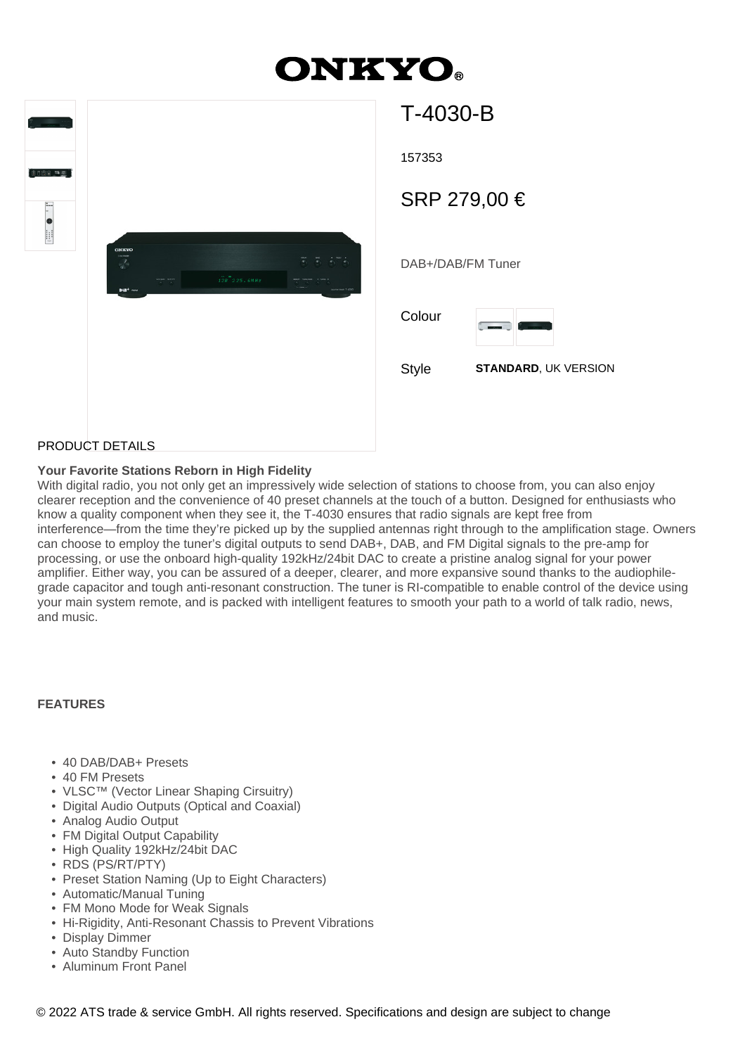# ONKYO

## T-4030-B

157353

SRP 279,00 €

DAB+/DAB/FM Tuner

Colour

Style **STANDARD**, UK VERSION

PRODUCT DETAILS

**Your Favorite Stations Reborn in High Fidelity**
With digital radio, you not only get an impressively wide selection of stations to choose from, you can also enjoy clearer reception and the convenience of 40 preset channels at the touch of a button. Designed for enthusiasts who know a quality component when they see it, the T-4030 ensures that radio signals are kept free from interference—from the time they're picked up by the supplied antennas right through to the amplification stage. Owners can choose to employ the tuner's digital outputs to send DAB+, DAB, and FM Digital signals to the pre-amp for processing, or use the onboard high-quality 192kHz/24bit DAC to create a pristine analog signal for your power amplifier. Either way, you can be assured of a deeper, clearer, and more expansive sound thanks to the audiophile-grade capacitor and tough anti-resonant construction. The tuner is RI-compatible to enable control of the device using your main system remote, and is packed with intelligent features to smooth your path to a world of talk radio, news, and music.

**FEATURES**

- 40 DAB/DAB+ Presets
- 40 FM Presets
- VLSC™ (Vector Linear Shaping Cirsuitry)
- Digital Audio Outputs (Optical and Coaxial)
- Analog Audio Output
- FM Digital Output Capability
- High Quality 192kHz/24bit DAC
- RDS (PS/RT/PTY)
- Preset Station Naming (Up to Eight Characters)
- Automatic/Manual Tuning
- FM Mono Mode for Weak Signals
- Hi-Rigidity, Anti-Resonant Chassis to Prevent Vibrations
- Display Dimmer
- Auto Standby Function
- Aluminum Front Panel

© 2022 ATS trade & service GmbH. All rights reserved. Specifications and design are subject to change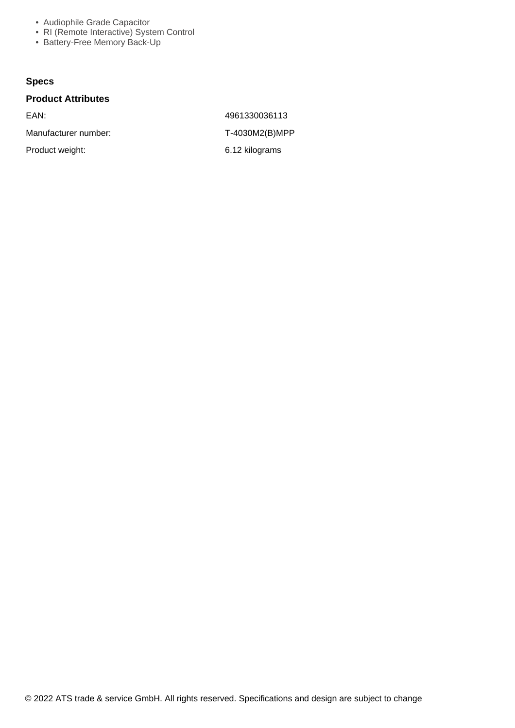- Audiophile Grade Capacitor
- RI (Remote Interactive) System Control
- Battery-Free Memory Back-Up

## Specs

### Product Attributes

| | |
|---|---|
| EAN: | 4961330036113 |
| Manufacturer number: | T-4030M2(B)MPP |
| Product weight: | 6.12 kilograms |

© 2022 ATS trade & service GmbH. All rights reserved. Specifications and design are subject to change